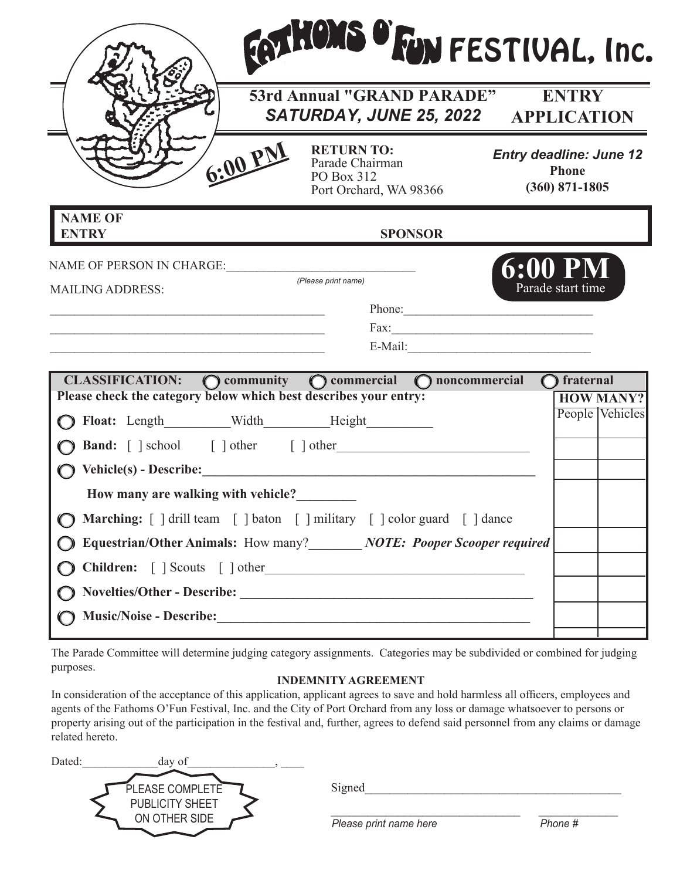# FATHOMS O'FUN FESTIVAL, Inc.

## 53rd Annual "GRAND PARADE"
### *SATURDAY, JUNE 25, 2022*

## ENTRY APPLICATION

6:00 PM

**RETURN TO:**
Parade Chairman
PO Box 312
Port Orchard, WA 98366

***Entry deadline: June 12***
**Phone**
**(360) 871-1805**

**NAME OF ENTRY** **SPONSOR**

NAME OF PERSON IN CHARGE:______________________________
*(Please print name)*

**6:00 PM**
Parade start time

MAILING ADDRESS:

_____________________________________________

_____________________________________________

_____________________________________________

Phone:______________________________

Fax:________________________________

E-Mail:_____________________________

**CLASSIFICATION:** ◯ **community** ◯ **commercial** ◯ **noncommercial** ◯ **fraternal**

**Please check the category below which best describes your entry:**

| Category | HOW MANY? People | HOW MANY? Vehicles |
|---|---|---|
| ◯ **Float:** Length_________Width_________Height_________ | | |
| ◯ **Band:** [ ] school [ ] other [ ] other____________________________ | | |
| ◯ **Vehicle(s) - Describe:**______________________________________________ | | |
| **How many are walking with vehicle?**_________ | | |
| ◯ **Marching:** [ ] drill team [ ] baton [ ] military [ ] color guard [ ] dance | | |
| ◯ **Equestrian/Other Animals:** How many?________ ***NOTE: Pooper Scooper required*** | | |
| ◯ **Children:** [ ] Scouts [ ] other______________________________________ | | |
| ◯ **Novelties/Other - Describe:** ____________________________________________ | | |
| ◯ **Music/Noise - Describe:**________________________________________________ | | |

The Parade Committee will determine judging category assignments. Categories may be subdivided or combined for judging purposes.

**INDEMNITY AGREEMENT**

In consideration of the acceptance of this application, applicant agrees to save and hold harmless all officers, employees and agents of the Fathoms O'Fun Festival, Inc. and the City of Port Orchard from any loss or damage whatsoever to persons or property arising out of the participation in the festival and, further, agrees to defend said personnel from any claims or damage related hereto.

Dated:_____________day of______________, ____

PLEASE COMPLETE PUBLICITY SHEET ON OTHER SIDE

Signed__________________________________________

_________________________________ _____________
*Please print name here* *Phone #*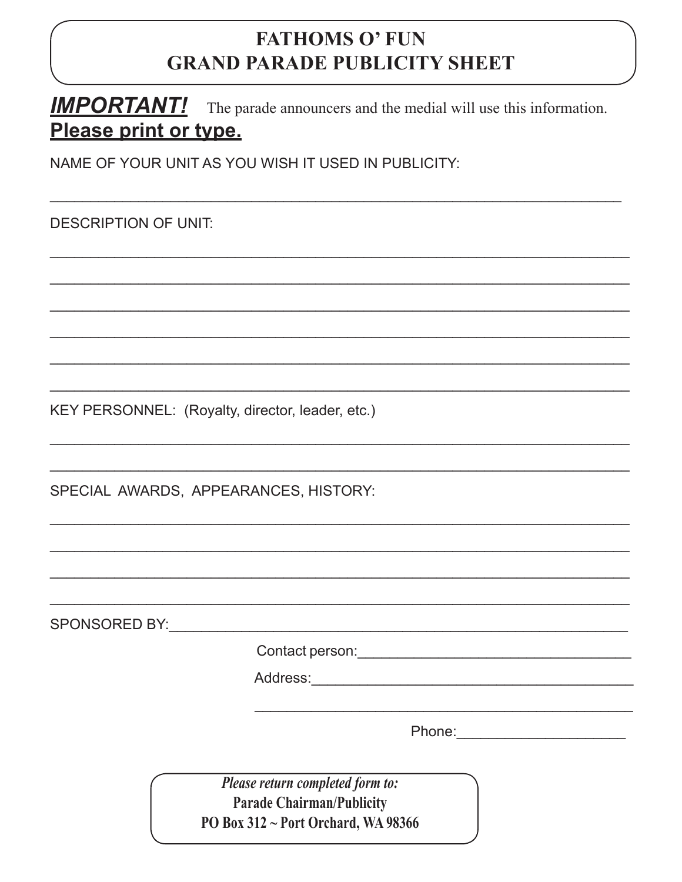# FATHOMS O' FUN
# GRAND PARADE PUBLICITY SHEET

***IMPORTANT!*** The parade announcers and the medial will use this information.

**Please print or type.**

NAME OF YOUR UNIT AS YOU WISH IT USED IN PUBLICITY:

\_\_\_\_\_\_\_\_\_\_\_\_\_\_\_\_\_\_\_\_\_\_\_\_\_\_\_\_\_\_\_\_\_\_\_\_\_\_\_\_\_\_\_\_\_\_\_\_\_\_\_\_\_\_\_\_\_\_\_\_

DESCRIPTION OF UNIT:

\_\_\_\_\_\_\_\_\_\_\_\_\_\_\_\_\_\_\_\_\_\_\_\_\_\_\_\_\_\_\_\_\_\_\_\_\_\_\_\_\_\_\_\_\_\_\_\_\_\_\_\_\_\_\_\_\_\_\_\_

\_\_\_\_\_\_\_\_\_\_\_\_\_\_\_\_\_\_\_\_\_\_\_\_\_\_\_\_\_\_\_\_\_\_\_\_\_\_\_\_\_\_\_\_\_\_\_\_\_\_\_\_\_\_\_\_\_\_\_\_

\_\_\_\_\_\_\_\_\_\_\_\_\_\_\_\_\_\_\_\_\_\_\_\_\_\_\_\_\_\_\_\_\_\_\_\_\_\_\_\_\_\_\_\_\_\_\_\_\_\_\_\_\_\_\_\_\_\_\_\_

\_\_\_\_\_\_\_\_\_\_\_\_\_\_\_\_\_\_\_\_\_\_\_\_\_\_\_\_\_\_\_\_\_\_\_\_\_\_\_\_\_\_\_\_\_\_\_\_\_\_\_\_\_\_\_\_\_\_\_\_

\_\_\_\_\_\_\_\_\_\_\_\_\_\_\_\_\_\_\_\_\_\_\_\_\_\_\_\_\_\_\_\_\_\_\_\_\_\_\_\_\_\_\_\_\_\_\_\_\_\_\_\_\_\_\_\_\_\_\_\_

\_\_\_\_\_\_\_\_\_\_\_\_\_\_\_\_\_\_\_\_\_\_\_\_\_\_\_\_\_\_\_\_\_\_\_\_\_\_\_\_\_\_\_\_\_\_\_\_\_\_\_\_\_\_\_\_\_\_\_\_

KEY PERSONNEL: (Royalty, director, leader, etc.)

\_\_\_\_\_\_\_\_\_\_\_\_\_\_\_\_\_\_\_\_\_\_\_\_\_\_\_\_\_\_\_\_\_\_\_\_\_\_\_\_\_\_\_\_\_\_\_\_\_\_\_\_\_\_\_\_\_\_\_\_

\_\_\_\_\_\_\_\_\_\_\_\_\_\_\_\_\_\_\_\_\_\_\_\_\_\_\_\_\_\_\_\_\_\_\_\_\_\_\_\_\_\_\_\_\_\_\_\_\_\_\_\_\_\_\_\_\_\_\_\_

SPECIAL AWARDS, APPEARANCES, HISTORY:

\_\_\_\_\_\_\_\_\_\_\_\_\_\_\_\_\_\_\_\_\_\_\_\_\_\_\_\_\_\_\_\_\_\_\_\_\_\_\_\_\_\_\_\_\_\_\_\_\_\_\_\_\_\_\_\_\_\_\_\_

\_\_\_\_\_\_\_\_\_\_\_\_\_\_\_\_\_\_\_\_\_\_\_\_\_\_\_\_\_\_\_\_\_\_\_\_\_\_\_\_\_\_\_\_\_\_\_\_\_\_\_\_\_\_\_\_\_\_\_\_

\_\_\_\_\_\_\_\_\_\_\_\_\_\_\_\_\_\_\_\_\_\_\_\_\_\_\_\_\_\_\_\_\_\_\_\_\_\_\_\_\_\_\_\_\_\_\_\_\_\_\_\_\_\_\_\_\_\_\_\_

\_\_\_\_\_\_\_\_\_\_\_\_\_\_\_\_\_\_\_\_\_\_\_\_\_\_\_\_\_\_\_\_\_\_\_\_\_\_\_\_\_\_\_\_\_\_\_\_\_\_\_\_\_\_\_\_\_\_\_\_

SPONSORED BY:\_\_\_\_\_\_\_\_\_\_\_\_\_\_\_\_\_\_\_\_\_\_\_\_\_\_\_\_\_\_\_\_\_\_\_\_\_\_\_\_\_\_\_\_\_\_\_\_

Contact person:\_\_\_\_\_\_\_\_\_\_\_\_\_\_\_\_\_\_\_\_\_\_\_\_\_\_\_\_\_\_

Address:\_\_\_\_\_\_\_\_\_\_\_\_\_\_\_\_\_\_\_\_\_\_\_\_\_\_\_\_\_\_\_\_\_\_\_\_

\_\_\_\_\_\_\_\_\_\_\_\_\_\_\_\_\_\_\_\_\_\_\_\_\_\_\_\_\_\_\_\_\_\_\_\_\_\_\_\_\_\_

Phone:\_\_\_\_\_\_\_\_\_\_\_\_\_\_\_\_\_\_\_\_

*Please return completed form to:*
**Parade Chairman/Publicity**
**PO Box 312 ~ Port Orchard, WA 98366**